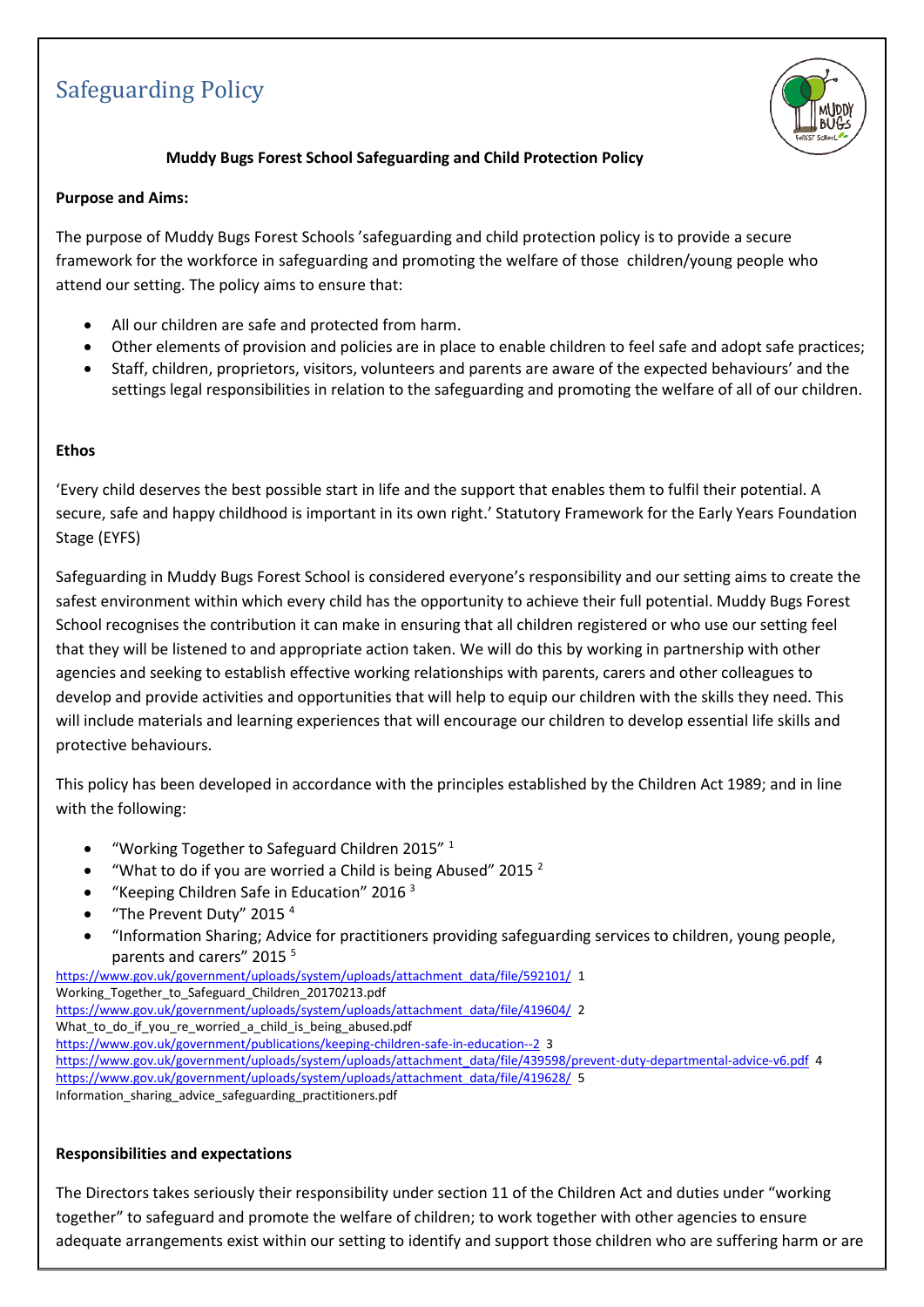# Safeguarding Policy

**Muddy Bugs Forest School Safeguarding and Child Protection Policy**

**Purpose and Aims:**

The purpose of Muddy Bugs Forest Schools 'safeguarding and child protection policy is to provide a secure framework for the workforce in safeguarding and promoting the welfare of those children/young people who attend our setting. The policy aims to ensure that:

- All our children are safe and protected from harm.
- Other elements of provision and policies are in place to enable children to feel safe and adopt safe practices;
- Staff, children, proprietors, visitors, volunteers and parents are aware of the expected behaviours' and the settings legal responsibilities in relation to the safeguarding and promoting the welfare of all of our children.

**Ethos**

'Every child deserves the best possible start in life and the support that enables them to fulfil their potential. A secure, safe and happy childhood is important in its own right.' Statutory Framework for the Early Years Foundation Stage (EYFS)

Safeguarding in Muddy Bugs Forest School is considered everyone's responsibility and our setting aims to create the safest environment within which every child has the opportunity to achieve their full potential. Muddy Bugs Forest School recognises the contribution it can make in ensuring that all children registered or who use our setting feel that they will be listened to and appropriate action taken. We will do this by working in partnership with other agencies and seeking to establish effective working relationships with parents, carers and other colleagues to develop and provide activities and opportunities that will help to equip our children with the skills they need. This will include materials and learning experiences that will encourage our children to develop essential life skills and protective behaviours.

This policy has been developed in accordance with the principles established by the Children Act 1989; and in line with the following:

- "Working Together to Safeguard Children 2015" [1]
- "What to do if you are worried a Child is being Abused" 2015 [2]
- "Keeping Children Safe in Education" 2016 [3]
- "The Prevent Duty" 2015 [4]
- "Information Sharing; Advice for practitioners providing safeguarding services to children, young people, parents and carers" 2015 [5]

https://www.gov.uk/government/uploads/system/uploads/attachment_data/file/592101/ 1
Working_Together_to_Safeguard_Children_20170213.pdf
https://www.gov.uk/government/uploads/system/uploads/attachment_data/file/419604/ 2
What_to_do_if_you_re_worried_a_child_is_being_abused.pdf
https://www.gov.uk/government/publications/keeping-children-safe-in-education--2 3
https://www.gov.uk/government/uploads/system/uploads/attachment_data/file/439598/prevent-duty-departmental-advice-v6.pdf 4
https://www.gov.uk/government/uploads/system/uploads/attachment_data/file/419628/ 5
Information_sharing_advice_safeguarding_practitioners.pdf

**Responsibilities and expectations**

The Directors takes seriously their responsibility under section 11 of the Children Act and duties under "working together" to safeguard and promote the welfare of children; to work together with other agencies to ensure adequate arrangements exist within our setting to identify and support those children who are suffering harm or are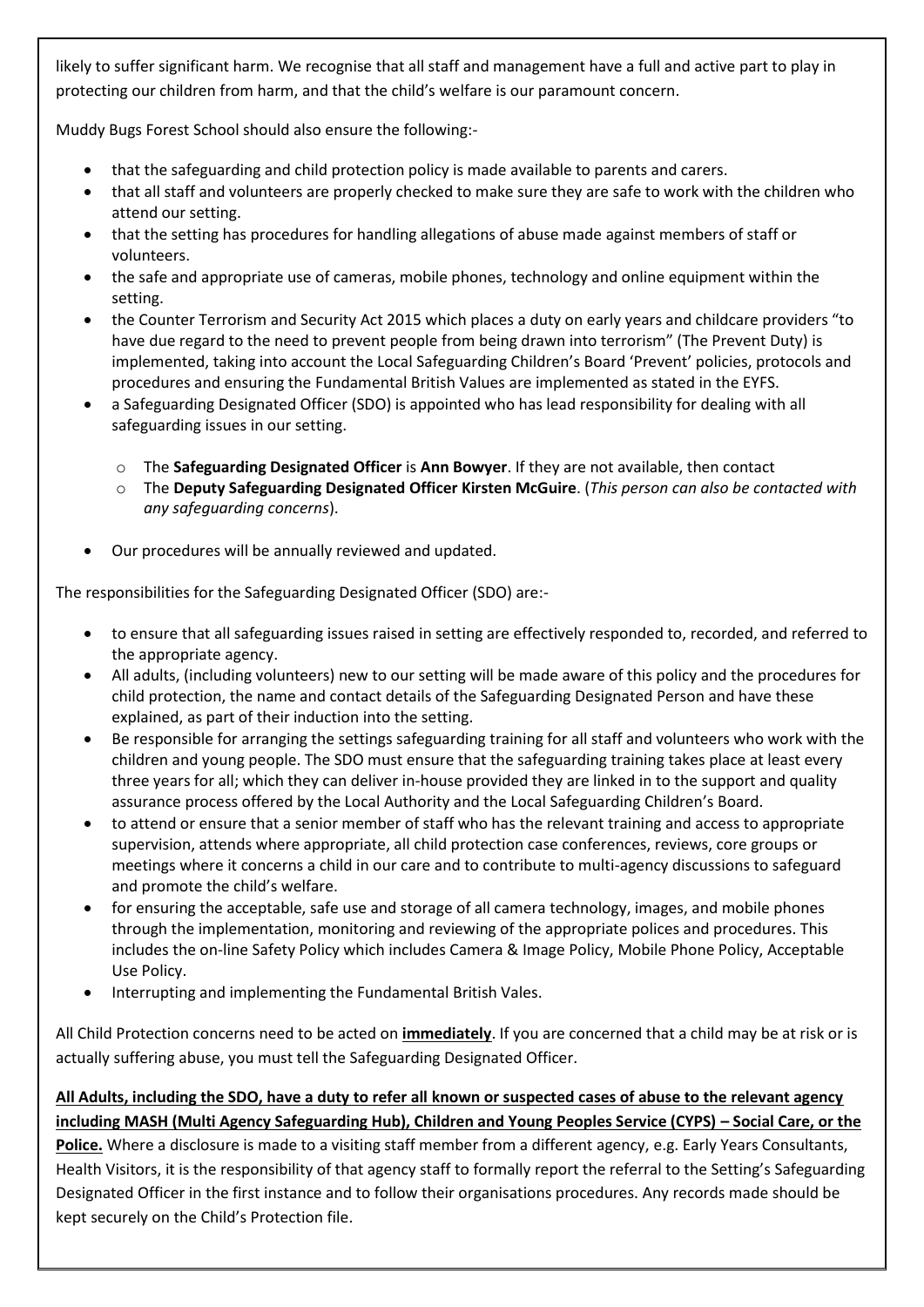likely to suffer significant harm. We recognise that all staff and management have a full and active part to play in protecting our children from harm, and that the child's welfare is our paramount concern.

Muddy Bugs Forest School should also ensure the following:-

- that the safeguarding and child protection policy is made available to parents and carers.
- that all staff and volunteers are properly checked to make sure they are safe to work with the children who attend our setting.
- that the setting has procedures for handling allegations of abuse made against members of staff or volunteers.
- the safe and appropriate use of cameras, mobile phones, technology and online equipment within the setting.
- the Counter Terrorism and Security Act 2015 which places a duty on early years and childcare providers "to have due regard to the need to prevent people from being drawn into terrorism" (The Prevent Duty) is implemented, taking into account the Local Safeguarding Children's Board 'Prevent' policies, protocols and procedures and ensuring the Fundamental British Values are implemented as stated in the EYFS.
- a Safeguarding Designated Officer (SDO) is appointed who has lead responsibility for dealing with all safeguarding issues in our setting.
  - The **Safeguarding Designated Officer** is **Ann Bowyer**. If they are not available, then contact
  - The **Deputy Safeguarding Designated Officer Kirsten McGuire**. (*This person can also be contacted with any safeguarding concerns*).
- Our procedures will be annually reviewed and updated.

The responsibilities for the Safeguarding Designated Officer (SDO) are:-

- to ensure that all safeguarding issues raised in setting are effectively responded to, recorded, and referred to the appropriate agency.
- All adults, (including volunteers) new to our setting will be made aware of this policy and the procedures for child protection, the name and contact details of the Safeguarding Designated Person and have these explained, as part of their induction into the setting.
- Be responsible for arranging the settings safeguarding training for all staff and volunteers who work with the children and young people. The SDO must ensure that the safeguarding training takes place at least every three years for all; which they can deliver in-house provided they are linked in to the support and quality assurance process offered by the Local Authority and the Local Safeguarding Children's Board.
- to attend or ensure that a senior member of staff who has the relevant training and access to appropriate supervision, attends where appropriate, all child protection case conferences, reviews, core groups or meetings where it concerns a child in our care and to contribute to multi-agency discussions to safeguard and promote the child's welfare.
- for ensuring the acceptable, safe use and storage of all camera technology, images, and mobile phones through the implementation, monitoring and reviewing of the appropriate polices and procedures. This includes the on-line Safety Policy which includes Camera & Image Policy, Mobile Phone Policy, Acceptable Use Policy.
- Interrupting and implementing the Fundamental British Vales.

All Child Protection concerns need to be acted on **<u>immediately</u>**. If you are concerned that a child may be at risk or is actually suffering abuse, you must tell the Safeguarding Designated Officer.

**<u>All Adults, including the SDO, have a duty to refer all known or suspected cases of abuse to the relevant agency including MASH (Multi Agency Safeguarding Hub), Children and Young Peoples Service (CYPS) – Social Care, or the Police.</u>** Where a disclosure is made to a visiting staff member from a different agency, e.g. Early Years Consultants, Health Visitors, it is the responsibility of that agency staff to formally report the referral to the Setting's Safeguarding Designated Officer in the first instance and to follow their organisations procedures. Any records made should be kept securely on the Child's Protection file.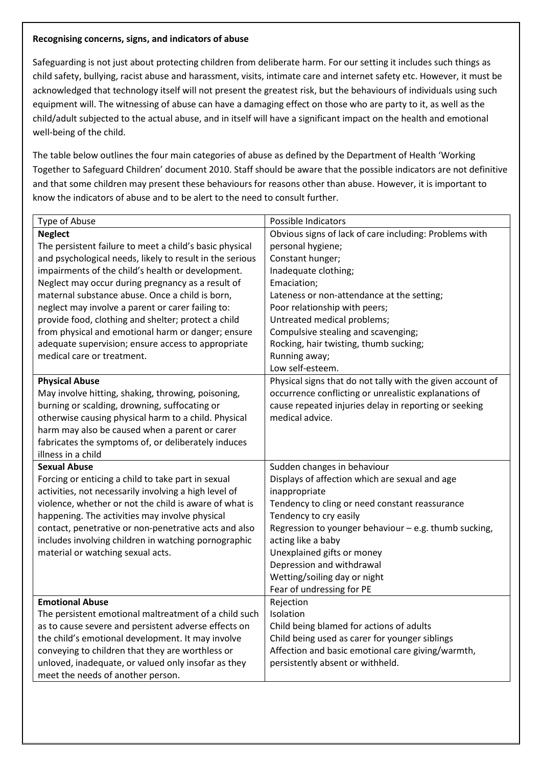**Recognising concerns, signs, and indicators of abuse**

Safeguarding is not just about protecting children from deliberate harm. For our setting it includes such things as child safety, bullying, racist abuse and harassment, visits, intimate care and internet safety etc. However, it must be acknowledged that technology itself will not present the greatest risk, but the behaviours of individuals using such equipment will. The witnessing of abuse can have a damaging effect on those who are party to it, as well as the child/adult subjected to the actual abuse, and in itself will have a significant impact on the health and emotional well-being of the child.

The table below outlines the four main categories of abuse as defined by the Department of Health 'Working Together to Safeguard Children' document 2010. Staff should be aware that the possible indicators are not definitive and that some children may present these behaviours for reasons other than abuse. However, it is important to know the indicators of abuse and to be alert to the need to consult further.

| Type of Abuse | Possible Indicators |
|---|---|
| **Neglect**<br>The persistent failure to meet a child's basic physical and psychological needs, likely to result in the serious impairments of the child's health or development. Neglect may occur during pregnancy as a result of maternal substance abuse. Once a child is born, neglect may involve a parent or carer failing to: provide food, clothing and shelter; protect a child from physical and emotional harm or danger; ensure adequate supervision; ensure access to appropriate medical care or treatment. | Obvious signs of lack of care including: Problems with personal hygiene;<br>Constant hunger;<br>Inadequate clothing;<br>Emaciation;<br>Lateness or non-attendance at the setting;<br>Poor relationship with peers;<br>Untreated medical problems;<br>Compulsive stealing and scavenging;<br>Rocking, hair twisting, thumb sucking;<br>Running away;<br>Low self-esteem. |
| **Physical Abuse**<br>May involve hitting, shaking, throwing, poisoning, burning or scalding, drowning, suffocating or otherwise causing physical harm to a child. Physical harm may also be caused when a parent or carer fabricates the symptoms of, or deliberately induces illness in a child | Physical signs that do not tally with the given account of occurrence conflicting or unrealistic explanations of cause repeated injuries delay in reporting or seeking medical advice. |
| **Sexual Abuse**<br>Forcing or enticing a child to take part in sexual activities, not necessarily involving a high level of violence, whether or not the child is aware of what is happening. The activities may involve physical contact, penetrative or non-penetrative acts and also includes involving children in watching pornographic material or watching sexual acts. | Sudden changes in behaviour<br>Displays of affection which are sexual and age inappropriate<br>Tendency to cling or need constant reassurance<br>Tendency to cry easily<br>Regression to younger behaviour – e.g. thumb sucking, acting like a baby<br>Unexplained gifts or money<br>Depression and withdrawal<br>Wetting/soiling day or night<br>Fear of undressing for PE |
| **Emotional Abuse**<br>The persistent emotional maltreatment of a child such as to cause severe and persistent adverse effects on the child's emotional development. It may involve conveying to children that they are worthless or unloved, inadequate, or valued only insofar as they meet the needs of another person. | Rejection<br>Isolation<br>Child being blamed for actions of adults<br>Child being used as carer for younger siblings<br>Affection and basic emotional care giving/warmth, persistently absent or withheld. |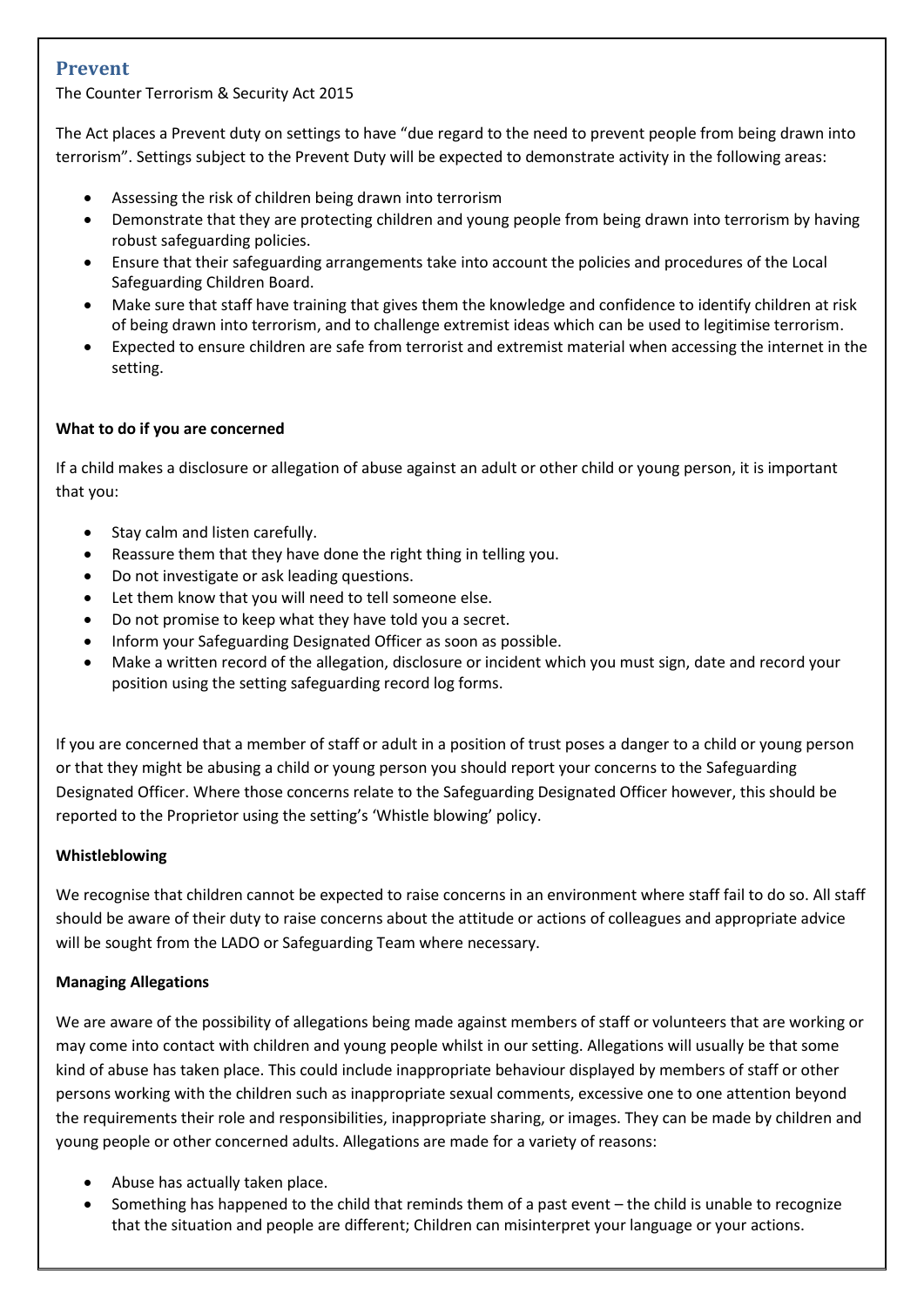## Prevent

The Counter Terrorism & Security Act 2015

The Act places a Prevent duty on settings to have "due regard to the need to prevent people from being drawn into terrorism". Settings subject to the Prevent Duty will be expected to demonstrate activity in the following areas:

- Assessing the risk of children being drawn into terrorism
- Demonstrate that they are protecting children and young people from being drawn into terrorism by having robust safeguarding policies.
- Ensure that their safeguarding arrangements take into account the policies and procedures of the Local Safeguarding Children Board.
- Make sure that staff have training that gives them the knowledge and confidence to identify children at risk of being drawn into terrorism, and to challenge extremist ideas which can be used to legitimise terrorism.
- Expected to ensure children are safe from terrorist and extremist material when accessing the internet in the setting.

**What to do if you are concerned**

If a child makes a disclosure or allegation of abuse against an adult or other child or young person, it is important that you:

- Stay calm and listen carefully.
- Reassure them that they have done the right thing in telling you.
- Do not investigate or ask leading questions.
- Let them know that you will need to tell someone else.
- Do not promise to keep what they have told you a secret.
- Inform your Safeguarding Designated Officer as soon as possible.
- Make a written record of the allegation, disclosure or incident which you must sign, date and record your position using the setting safeguarding record log forms.

If you are concerned that a member of staff or adult in a position of trust poses a danger to a child or young person or that they might be abusing a child or young person you should report your concerns to the Safeguarding Designated Officer. Where those concerns relate to the Safeguarding Designated Officer however, this should be reported to the Proprietor using the setting's 'Whistle blowing' policy.

**Whistleblowing**

We recognise that children cannot be expected to raise concerns in an environment where staff fail to do so. All staff should be aware of their duty to raise concerns about the attitude or actions of colleagues and appropriate advice will be sought from the LADO or Safeguarding Team where necessary.

**Managing Allegations**

We are aware of the possibility of allegations being made against members of staff or volunteers that are working or may come into contact with children and young people whilst in our setting. Allegations will usually be that some kind of abuse has taken place. This could include inappropriate behaviour displayed by members of staff or other persons working with the children such as inappropriate sexual comments, excessive one to one attention beyond the requirements their role and responsibilities, inappropriate sharing, or images. They can be made by children and young people or other concerned adults. Allegations are made for a variety of reasons:

- Abuse has actually taken place.
- Something has happened to the child that reminds them of a past event – the child is unable to recognize that the situation and people are different; Children can misinterpret your language or your actions.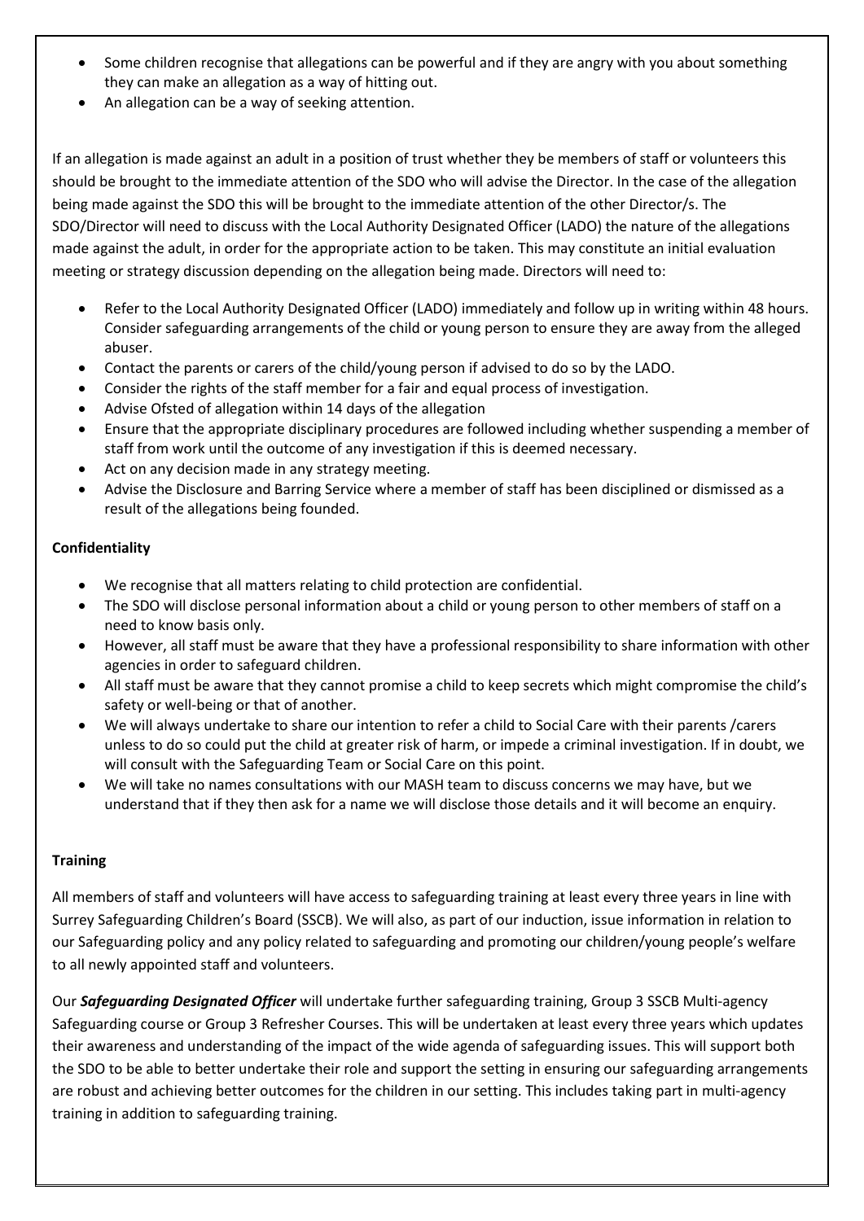- Some children recognise that allegations can be powerful and if they are angry with you about something they can make an allegation as a way of hitting out.
- An allegation can be a way of seeking attention.

If an allegation is made against an adult in a position of trust whether they be members of staff or volunteers this should be brought to the immediate attention of the SDO who will advise the Director. In the case of the allegation being made against the SDO this will be brought to the immediate attention of the other Director/s. The SDO/Director will need to discuss with the Local Authority Designated Officer (LADO) the nature of the allegations made against the adult, in order for the appropriate action to be taken. This may constitute an initial evaluation meeting or strategy discussion depending on the allegation being made. Directors will need to:

- Refer to the Local Authority Designated Officer (LADO) immediately and follow up in writing within 48 hours. Consider safeguarding arrangements of the child or young person to ensure they are away from the alleged abuser.
- Contact the parents or carers of the child/young person if advised to do so by the LADO.
- Consider the rights of the staff member for a fair and equal process of investigation.
- Advise Ofsted of allegation within 14 days of the allegation
- Ensure that the appropriate disciplinary procedures are followed including whether suspending a member of staff from work until the outcome of any investigation if this is deemed necessary.
- Act on any decision made in any strategy meeting.
- Advise the Disclosure and Barring Service where a member of staff has been disciplined or dismissed as a result of the allegations being founded.

**Confidentiality**

- We recognise that all matters relating to child protection are confidential.
- The SDO will disclose personal information about a child or young person to other members of staff on a need to know basis only.
- However, all staff must be aware that they have a professional responsibility to share information with other agencies in order to safeguard children.
- All staff must be aware that they cannot promise a child to keep secrets which might compromise the child's safety or well-being or that of another.
- We will always undertake to share our intention to refer a child to Social Care with their parents /carers unless to do so could put the child at greater risk of harm, or impede a criminal investigation. If in doubt, we will consult with the Safeguarding Team or Social Care on this point.
- We will take no names consultations with our MASH team to discuss concerns we may have, but we understand that if they then ask for a name we will disclose those details and it will become an enquiry.

**Training**

All members of staff and volunteers will have access to safeguarding training at least every three years in line with Surrey Safeguarding Children's Board (SSCB). We will also, as part of our induction, issue information in relation to our Safeguarding policy and any policy related to safeguarding and promoting our children/young people's welfare to all newly appointed staff and volunteers.

Our ***Safeguarding Designated Officer*** will undertake further safeguarding training, Group 3 SSCB Multi-agency Safeguarding course or Group 3 Refresher Courses. This will be undertaken at least every three years which updates their awareness and understanding of the impact of the wide agenda of safeguarding issues. This will support both the SDO to be able to better undertake their role and support the setting in ensuring our safeguarding arrangements are robust and achieving better outcomes for the children in our setting. This includes taking part in multi-agency training in addition to safeguarding training.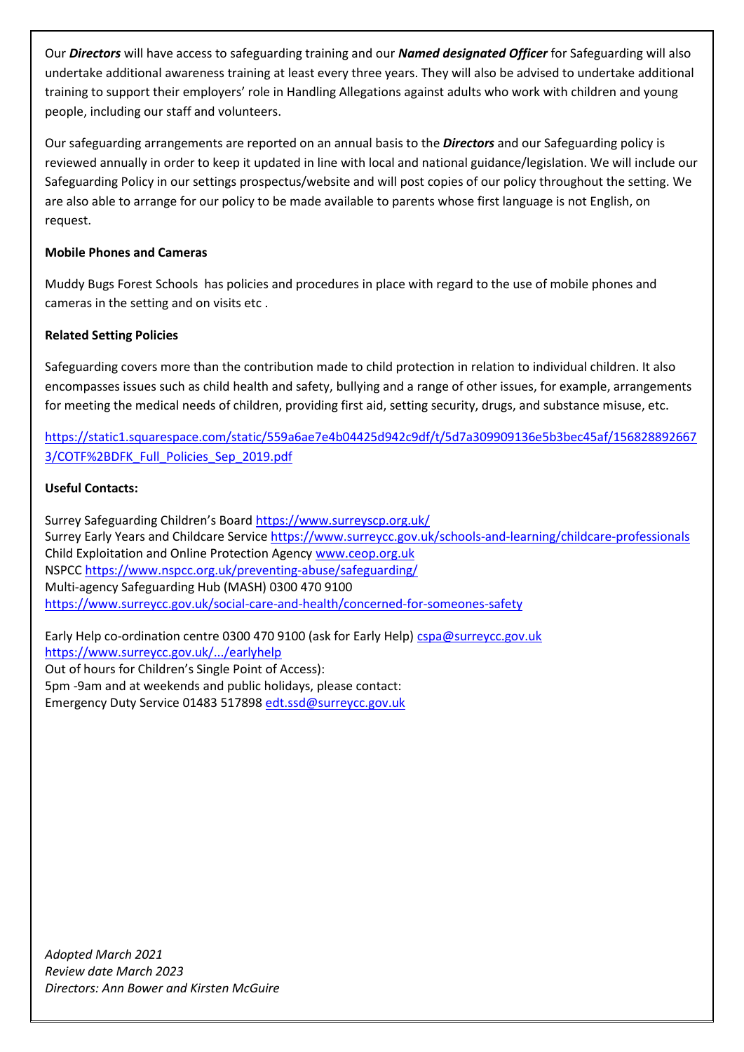Our ***Directors*** will have access to safeguarding training and our ***Named designated Officer*** for Safeguarding will also undertake additional awareness training at least every three years. They will also be advised to undertake additional training to support their employers' role in Handling Allegations against adults who work with children and young people, including our staff and volunteers.

Our safeguarding arrangements are reported on an annual basis to the ***Directors*** and our Safeguarding policy is reviewed annually in order to keep it updated in line with local and national guidance/legislation. We will include our Safeguarding Policy in our settings prospectus/website and will post copies of our policy throughout the setting. We are also able to arrange for our policy to be made available to parents whose first language is not English, on request.

**Mobile Phones and Cameras**

Muddy Bugs Forest Schools has policies and procedures in place with regard to the use of mobile phones and cameras in the setting and on visits etc .

**Related Setting Policies**

Safeguarding covers more than the contribution made to child protection in relation to individual children. It also encompasses issues such as child health and safety, bullying and a range of other issues, for example, arrangements for meeting the medical needs of children, providing first aid, setting security, drugs, and substance misuse, etc.

https://static1.squarespace.com/static/559a6ae7e4b04425d942c9df/t/5d7a309909136e5b3bec45af/1568288926673/COTF%2BDFK_Full_Policies_Sep_2019.pdf

**Useful Contacts:**

Surrey Safeguarding Children's Board https://www.surreyscp.org.uk/
Surrey Early Years and Childcare Service https://www.surreycc.gov.uk/schools-and-learning/childcare-professionals
Child Exploitation and Online Protection Agency www.ceop.org.uk
NSPCC https://www.nspcc.org.uk/preventing-abuse/safeguarding/
Multi-agency Safeguarding Hub (MASH) 0300 470 9100
https://www.surreycc.gov.uk/social-care-and-health/concerned-for-someones-safety

Early Help co-ordination centre 0300 470 9100 (ask for Early Help) cspa@surreycc.gov.uk
https://www.surreycc.gov.uk/.../earlyhelp
Out of hours for Children's Single Point of Access):
5pm -9am and at weekends and public holidays, please contact:
Emergency Duty Service 01483 517898 edt.ssd@surreycc.gov.uk

*Adopted March 2021*
*Review date March 2023*
*Directors: Ann Bower and Kirsten McGuire*